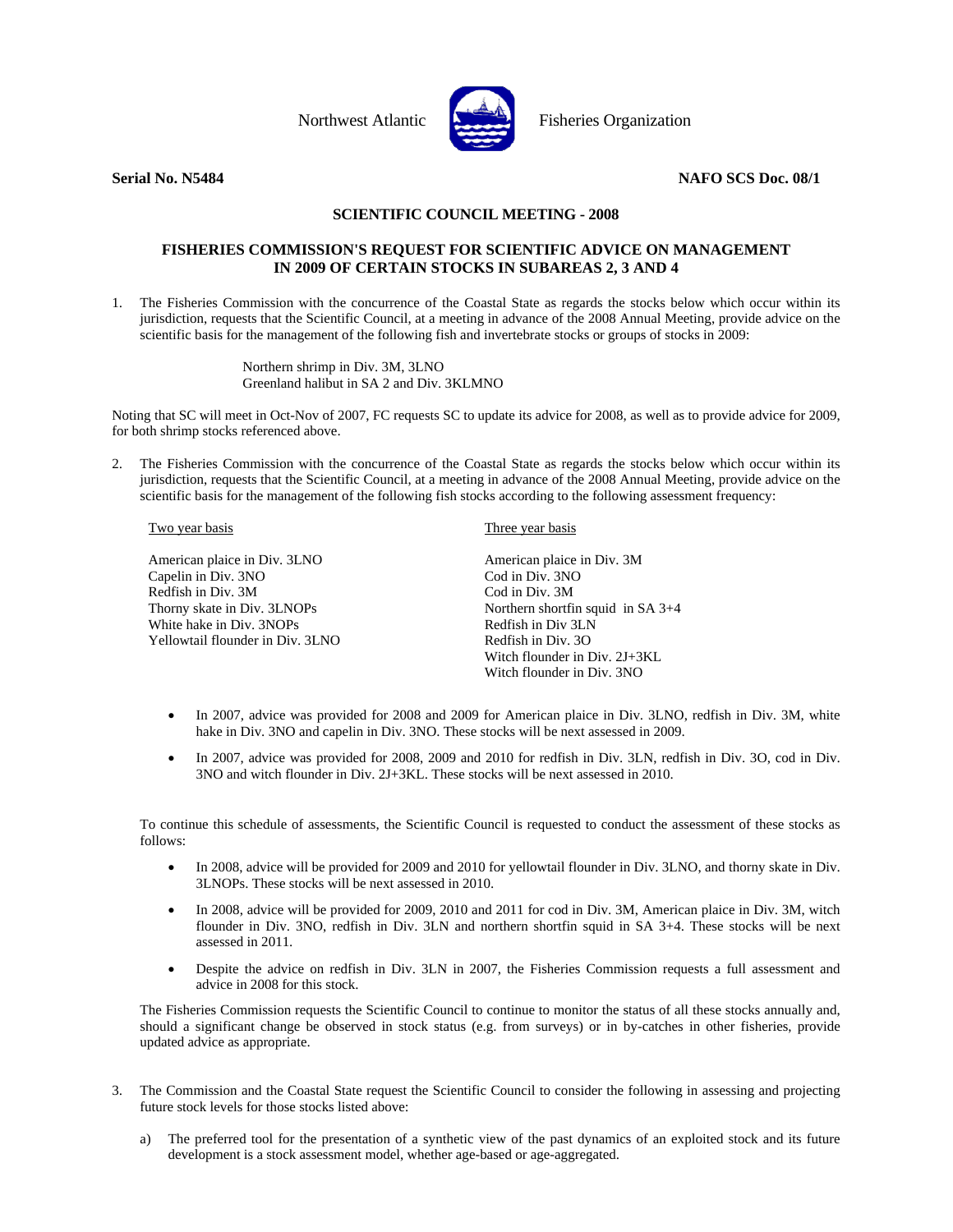Northwest Atlantic Fisheries Organization

**Serial No. N5484** **NAFO SCS Doc. 08/1**

## SCIENTIFIC COUNCIL MEETING - 2008

## FISHERIES COMMISSION'S REQUEST FOR SCIENTIFIC ADVICE ON MANAGEMENT IN 2009 OF CERTAIN STOCKS IN SUBAREAS 2, 3 AND 4

1. The Fisheries Commission with the concurrence of the Coastal State as regards the stocks below which occur within its jurisdiction, requests that the Scientific Council, at a meeting in advance of the 2008 Annual Meeting, provide advice on the scientific basis for the management of the following fish and invertebrate stocks or groups of stocks in 2009:

   Northern shrimp in Div. 3M, 3LNO
   Greenland halibut in SA 2 and Div. 3KLMNO

Noting that SC will meet in Oct-Nov of 2007, FC requests SC to update its advice for 2008, as well as to provide advice for 2009, for both shrimp stocks referenced above.

2. The Fisheries Commission with the concurrence of the Coastal State as regards the stocks below which occur within its jurisdiction, requests that the Scientific Council, at a meeting in advance of the 2008 Annual Meeting, provide advice on the scientific basis for the management of the following fish stocks according to the following assessment frequency:

| Two year basis | Three year basis |
|---|---|
| American plaice in Div. 3LNO | American plaice in Div. 3M |
| Capelin in Div. 3NO | Cod in Div. 3NO |
| Redfish in Div. 3M | Cod in Div. 3M |
| Thorny skate in Div. 3LNOPs | Northern shortfin squid in SA 3+4 |
| White hake in Div. 3NOPs | Redfish in Div 3LN |
| Yellowtail flounder in Div. 3LNO | Redfish in Div. 3O |
| | Witch flounder in Div. 2J+3KL |
| | Witch flounder in Div. 3NO |

- In 2007, advice was provided for 2008 and 2009 for American plaice in Div. 3LNO, redfish in Div. 3M, white hake in Div. 3NO and capelin in Div. 3NO. These stocks will be next assessed in 2009.
- In 2007, advice was provided for 2008, 2009 and 2010 for redfish in Div. 3LN, redfish in Div. 3O, cod in Div. 3NO and witch flounder in Div. 2J+3KL. These stocks will be next assessed in 2010.

To continue this schedule of assessments, the Scientific Council is requested to conduct the assessment of these stocks as follows:

- In 2008, advice will be provided for 2009 and 2010 for yellowtail flounder in Div. 3LNO, and thorny skate in Div. 3LNOPs. These stocks will be next assessed in 2010.
- In 2008, advice will be provided for 2009, 2010 and 2011 for cod in Div. 3M, American plaice in Div. 3M, witch flounder in Div. 3NO, redfish in Div. 3LN and northern shortfin squid in SA 3+4. These stocks will be next assessed in 2011.
- Despite the advice on redfish in Div. 3LN in 2007, the Fisheries Commission requests a full assessment and advice in 2008 for this stock.

The Fisheries Commission requests the Scientific Council to continue to monitor the status of all these stocks annually and, should a significant change be observed in stock status (e.g. from surveys) or in by-catches in other fisheries, provide updated advice as appropriate.

3. The Commission and the Coastal State request the Scientific Council to consider the following in assessing and projecting future stock levels for those stocks listed above:

   a) The preferred tool for the presentation of a synthetic view of the past dynamics of an exploited stock and its future development is a stock assessment model, whether age-based or age-aggregated.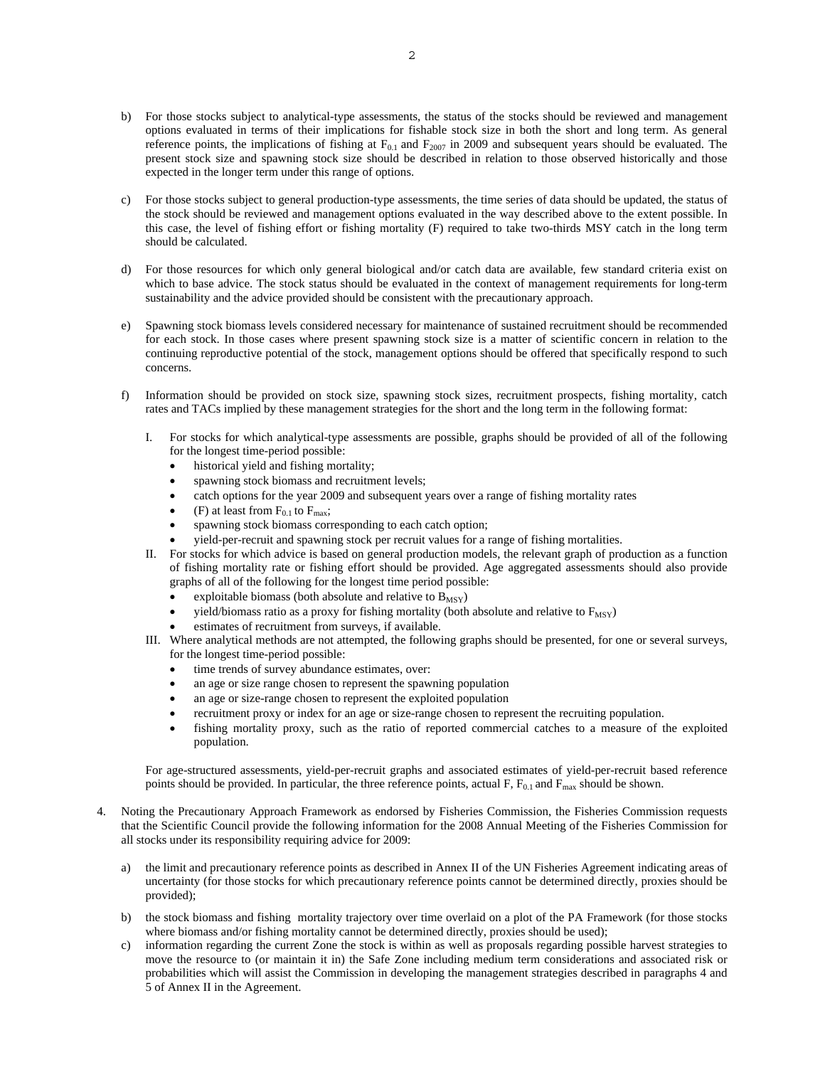b) For those stocks subject to analytical-type assessments, the status of the stocks should be reviewed and management options evaluated in terms of their implications for fishable stock size in both the short and long term. As general reference points, the implications of fishing at $F_{0.1}$ and $F_{2007}$ in 2009 and subsequent years should be evaluated. The present stock size and spawning stock size should be described in relation to those observed historically and those expected in the longer term under this range of options.

c) For those stocks subject to general production-type assessments, the time series of data should be updated, the status of the stock should be reviewed and management options evaluated in the way described above to the extent possible. In this case, the level of fishing effort or fishing mortality (F) required to take two-thirds MSY catch in the long term should be calculated.

d) For those resources for which only general biological and/or catch data are available, few standard criteria exist on which to base advice. The stock status should be evaluated in the context of management requirements for long-term sustainability and the advice provided should be consistent with the precautionary approach.

e) Spawning stock biomass levels considered necessary for maintenance of sustained recruitment should be recommended for each stock. In those cases where present spawning stock size is a matter of scientific concern in relation to the continuing reproductive potential of the stock, management options should be offered that specifically respond to such concerns.

f) Information should be provided on stock size, spawning stock sizes, recruitment prospects, fishing mortality, catch rates and TACs implied by these management strategies for the short and the long term in the following format:

   I. For stocks for which analytical-type assessments are possible, graphs should be provided of all of the following for the longest time-period possible:
      - historical yield and fishing mortality;
      - spawning stock biomass and recruitment levels;
      - catch options for the year 2009 and subsequent years over a range of fishing mortality rates
      - (F) at least from $F_{0.1}$ to $F_{max}$;
      - spawning stock biomass corresponding to each catch option;
      - yield-per-recruit and spawning stock per recruit values for a range of fishing mortalities.

   II. For stocks for which advice is based on general production models, the relevant graph of production as a function of fishing mortality rate or fishing effort should be provided. Age aggregated assessments should also provide graphs of all of the following for the longest time period possible:
      - exploitable biomass (both absolute and relative to $B_{MSY}$)
      - yield/biomass ratio as a proxy for fishing mortality (both absolute and relative to $F_{MSY}$)
      - estimates of recruitment from surveys, if available.

   III. Where analytical methods are not attempted, the following graphs should be presented, for one or several surveys, for the longest time-period possible:
      - time trends of survey abundance estimates, over:
      - an age or size range chosen to represent the spawning population
      - an age or size-range chosen to represent the exploited population
      - recruitment proxy or index for an age or size-range chosen to represent the recruiting population.
      - fishing mortality proxy, such as the ratio of reported commercial catches to a measure of the exploited population.

   For age-structured assessments, yield-per-recruit graphs and associated estimates of yield-per-recruit based reference points should be provided. In particular, the three reference points, actual F, $F_{0.1}$ and $F_{max}$ should be shown.

4. Noting the Precautionary Approach Framework as endorsed by Fisheries Commission, the Fisheries Commission requests that the Scientific Council provide the following information for the 2008 Annual Meeting of the Fisheries Commission for all stocks under its responsibility requiring advice for 2009:

   a) the limit and precautionary reference points as described in Annex II of the UN Fisheries Agreement indicating areas of uncertainty (for those stocks for which precautionary reference points cannot be determined directly, proxies should be provided);

   b) the stock biomass and fishing mortality trajectory over time overlaid on a plot of the PA Framework (for those stocks where biomass and/or fishing mortality cannot be determined directly, proxies should be used);

   c) information regarding the current Zone the stock is within as well as proposals regarding possible harvest strategies to move the resource to (or maintain it in) the Safe Zone including medium term considerations and associated risk or probabilities which will assist the Commission in developing the management strategies described in paragraphs 4 and 5 of Annex II in the Agreement.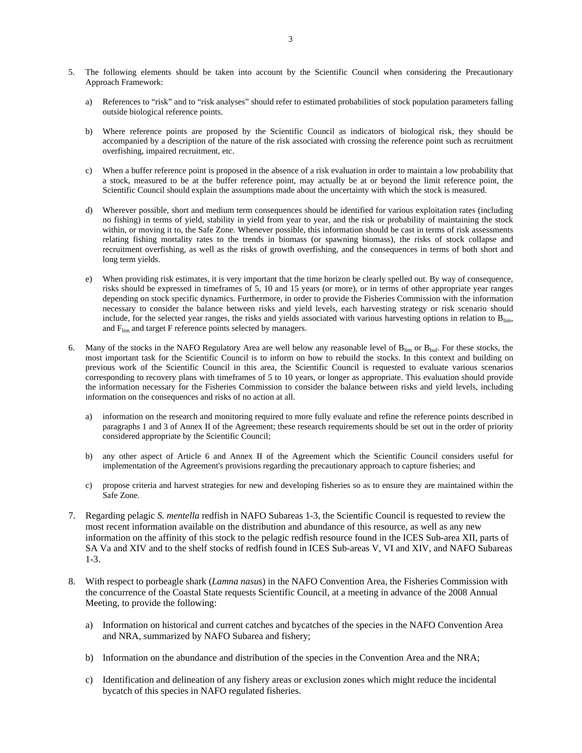5. The following elements should be taken into account by the Scientific Council when considering the Precautionary Approach Framework:

   a) References to "risk" and to "risk analyses" should refer to estimated probabilities of stock population parameters falling outside biological reference points.

   b) Where reference points are proposed by the Scientific Council as indicators of biological risk, they should be accompanied by a description of the nature of the risk associated with crossing the reference point such as recruitment overfishing, impaired recruitment, etc.

   c) When a buffer reference point is proposed in the absence of a risk evaluation in order to maintain a low probability that a stock, measured to be at the buffer reference point, may actually be at or beyond the limit reference point, the Scientific Council should explain the assumptions made about the uncertainty with which the stock is measured.

   d) Wherever possible, short and medium term consequences should be identified for various exploitation rates (including no fishing) in terms of yield, stability in yield from year to year, and the risk or probability of maintaining the stock within, or moving it to, the Safe Zone. Whenever possible, this information should be cast in terms of risk assessments relating fishing mortality rates to the trends in biomass (or spawning biomass), the risks of stock collapse and recruitment overfishing, as well as the risks of growth overfishing, and the consequences in terms of both short and long term yields.

   e) When providing risk estimates, it is very important that the time horizon be clearly spelled out. By way of consequence, risks should be expressed in timeframes of 5, 10 and 15 years (or more), or in terms of other appropriate year ranges depending on stock specific dynamics. Furthermore, in order to provide the Fisheries Commission with the information necessary to consider the balance between risks and yield levels, each harvesting strategy or risk scenario should include, for the selected year ranges, the risks and yields associated with various harvesting options in relation to $B_{lim}$, and $F_{lim}$ and target F reference points selected by managers.

6. Many of the stocks in the NAFO Regulatory Area are well below any reasonable level of $B_{lim}$ or $B_{buf}$. For these stocks, the most important task for the Scientific Council is to inform on how to rebuild the stocks. In this context and building on previous work of the Scientific Council in this area, the Scientific Council is requested to evaluate various scenarios corresponding to recovery plans with timeframes of 5 to 10 years, or longer as appropriate. This evaluation should provide the information necessary for the Fisheries Commission to consider the balance between risks and yield levels, including information on the consequences and risks of no action at all.

   a) information on the research and monitoring required to more fully evaluate and refine the reference points described in paragraphs 1 and 3 of Annex II of the Agreement; these research requirements should be set out in the order of priority considered appropriate by the Scientific Council;

   b) any other aspect of Article 6 and Annex II of the Agreement which the Scientific Council considers useful for implementation of the Agreement's provisions regarding the precautionary approach to capture fisheries; and

   c) propose criteria and harvest strategies for new and developing fisheries so as to ensure they are maintained within the Safe Zone.

7. Regarding pelagic *S. mentella* redfish in NAFO Subareas 1-3, the Scientific Council is requested to review the most recent information available on the distribution and abundance of this resource, as well as any new information on the affinity of this stock to the pelagic redfish resource found in the ICES Sub-area XII, parts of SA Va and XIV and to the shelf stocks of redfish found in ICES Sub-areas V, VI and XIV, and NAFO Subareas 1-3.

8. With respect to porbeagle shark (*Lamna nasus*) in the NAFO Convention Area, the Fisheries Commission with the concurrence of the Coastal State requests Scientific Council, at a meeting in advance of the 2008 Annual Meeting, to provide the following:

   a) Information on historical and current catches and bycatches of the species in the NAFO Convention Area and NRA, summarized by NAFO Subarea and fishery;

   b) Information on the abundance and distribution of the species in the Convention Area and the NRA;

   c) Identification and delineation of any fishery areas or exclusion zones which might reduce the incidental bycatch of this species in NAFO regulated fisheries.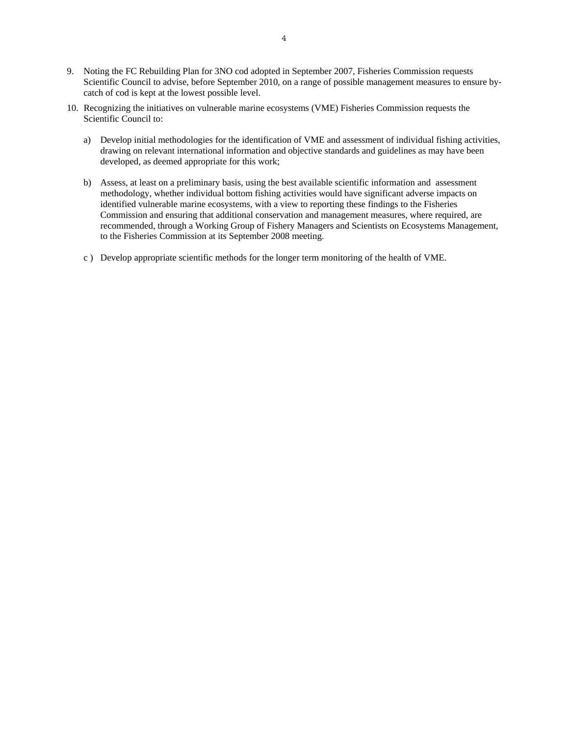9. Noting the FC Rebuilding Plan for 3NO cod adopted in September 2007, Fisheries Commission requests Scientific Council to advise, before September 2010, on a range of possible management measures to ensure by-catch of cod is kept at the lowest possible level.

10. Recognizing the initiatives on vulnerable marine ecosystems (VME) Fisheries Commission requests the Scientific Council to:

    a) Develop initial methodologies for the identification of VME and assessment of individual fishing activities, drawing on relevant international information and objective standards and guidelines as may have been developed, as deemed appropriate for this work;

    b) Assess, at least on a preliminary basis, using the best available scientific information and assessment methodology, whether individual bottom fishing activities would have significant adverse impacts on identified vulnerable marine ecosystems, with a view to reporting these findings to the Fisheries Commission and ensuring that additional conservation and management measures, where required, are recommended, through a Working Group of Fishery Managers and Scientists on Ecosystems Management, to the Fisheries Commission at its September 2008 meeting.

    c ) Develop appropriate scientific methods for the longer term monitoring of the health of VME.